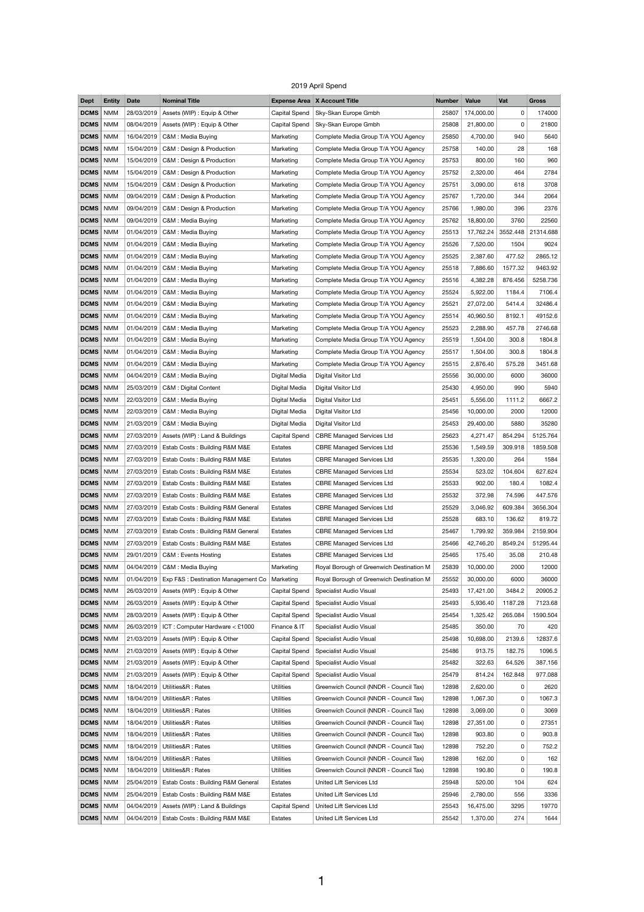2019 April Spend

| Dept | Entity | Date | Nominal Title | Expense Area | X Account Title | Number | Value | Vat | Gross |
|---|---|---|---|---|---|---|---|---|---|
| DCMS | NMM | 28/03/2019 | Assets (WIP) : Equip & Other | Capital Spend | Sky-Skan Europe Gmbh | 25807 | 174,000.00 | 0 | 174000 |
| DCMS | NMM | 08/04/2019 | Assets (WIP) : Equip & Other | Capital Spend | Sky-Skan Europe Gmbh | 25808 | 21,800.00 | 0 | 21800 |
| DCMS | NMM | 16/04/2019 | C&M : Media Buying | Marketing | Complete Media Group T/A YOU Agency | 25850 | 4,700.00 | 940 | 5640 |
| DCMS | NMM | 15/04/2019 | C&M : Design & Production | Marketing | Complete Media Group T/A YOU Agency | 25758 | 140.00 | 28 | 168 |
| DCMS | NMM | 15/04/2019 | C&M : Design & Production | Marketing | Complete Media Group T/A YOU Agency | 25753 | 800.00 | 160 | 960 |
| DCMS | NMM | 15/04/2019 | C&M : Design & Production | Marketing | Complete Media Group T/A YOU Agency | 25752 | 2,320.00 | 464 | 2784 |
| DCMS | NMM | 15/04/2019 | C&M : Design & Production | Marketing | Complete Media Group T/A YOU Agency | 25751 | 3,090.00 | 618 | 3708 |
| DCMS | NMM | 09/04/2019 | C&M : Design & Production | Marketing | Complete Media Group T/A YOU Agency | 25767 | 1,720.00 | 344 | 2064 |
| DCMS | NMM | 09/04/2019 | C&M : Design & Production | Marketing | Complete Media Group T/A YOU Agency | 25766 | 1,980.00 | 396 | 2376 |
| DCMS | NMM | 09/04/2019 | C&M : Media Buying | Marketing | Complete Media Group T/A YOU Agency | 25762 | 18,800.00 | 3760 | 22560 |
| DCMS | NMM | 01/04/2019 | C&M : Media Buying | Marketing | Complete Media Group T/A YOU Agency | 25513 | 17,762.24 | 3552.448 | 21314.688 |
| DCMS | NMM | 01/04/2019 | C&M : Media Buying | Marketing | Complete Media Group T/A YOU Agency | 25526 | 7,520.00 | 1504 | 9024 |
| DCMS | NMM | 01/04/2019 | C&M : Media Buying | Marketing | Complete Media Group T/A YOU Agency | 25525 | 2,387.60 | 477.52 | 2865.12 |
| DCMS | NMM | 01/04/2019 | C&M : Media Buying | Marketing | Complete Media Group T/A YOU Agency | 25518 | 7,886.60 | 1577.32 | 9463.92 |
| DCMS | NMM | 01/04/2019 | C&M : Media Buying | Marketing | Complete Media Group T/A YOU Agency | 25516 | 4,382.28 | 876.456 | 5258.736 |
| DCMS | NMM | 01/04/2019 | C&M : Media Buying | Marketing | Complete Media Group T/A YOU Agency | 25524 | 5,922.00 | 1184.4 | 7106.4 |
| DCMS | NMM | 01/04/2019 | C&M : Media Buying | Marketing | Complete Media Group T/A YOU Agency | 25521 | 27,072.00 | 5414.4 | 32486.4 |
| DCMS | NMM | 01/04/2019 | C&M : Media Buying | Marketing | Complete Media Group T/A YOU Agency | 25514 | 40,960.50 | 8192.1 | 49152.6 |
| DCMS | NMM | 01/04/2019 | C&M : Media Buying | Marketing | Complete Media Group T/A YOU Agency | 25523 | 2,288.90 | 457.78 | 2746.68 |
| DCMS | NMM | 01/04/2019 | C&M : Media Buying | Marketing | Complete Media Group T/A YOU Agency | 25519 | 1,504.00 | 300.8 | 1804.8 |
| DCMS | NMM | 01/04/2019 | C&M : Media Buying | Marketing | Complete Media Group T/A YOU Agency | 25517 | 1,504.00 | 300.8 | 1804.8 |
| DCMS | NMM | 01/04/2019 | C&M : Media Buying | Marketing | Complete Media Group T/A YOU Agency | 25515 | 2,876.40 | 575.28 | 3451.68 |
| DCMS | NMM | 04/04/2019 | C&M : Media Buying | Digital Media | Digital Visitor Ltd | 25556 | 30,000.00 | 6000 | 36000 |
| DCMS | NMM | 25/03/2019 | C&M : Digital Content | Digital Media | Digital Visitor Ltd | 25430 | 4,950.00 | 990 | 5940 |
| DCMS | NMM | 22/03/2019 | C&M : Media Buying | Digital Media | Digital Visitor Ltd | 25451 | 5,556.00 | 1111.2 | 6667.2 |
| DCMS | NMM | 22/03/2019 | C&M : Media Buying | Digital Media | Digital Visitor Ltd | 25456 | 10,000.00 | 2000 | 12000 |
| DCMS | NMM | 21/03/2019 | C&M : Media Buying | Digital Media | Digital Visitor Ltd | 25453 | 29,400.00 | 5880 | 35280 |
| DCMS | NMM | 27/03/2019 | Assets (WIP) : Land & Buildings | Capital Spend | CBRE Managed Services Ltd | 25623 | 4,271.47 | 854.294 | 5125.764 |
| DCMS | NMM | 27/03/2019 | Estab Costs : Building R&M M&E | Estates | CBRE Managed Services Ltd | 25536 | 1,549.59 | 309.918 | 1859.508 |
| DCMS | NMM | 27/03/2019 | Estab Costs : Building R&M M&E | Estates | CBRE Managed Services Ltd | 25535 | 1,320.00 | 264 | 1584 |
| DCMS | NMM | 27/03/2019 | Estab Costs : Building R&M M&E | Estates | CBRE Managed Services Ltd | 25534 | 523.02 | 104.604 | 627.624 |
| DCMS | NMM | 27/03/2019 | Estab Costs : Building R&M M&E | Estates | CBRE Managed Services Ltd | 25533 | 902.00 | 180.4 | 1082.4 |
| DCMS | NMM | 27/03/2019 | Estab Costs : Building R&M M&E | Estates | CBRE Managed Services Ltd | 25532 | 372.98 | 74.596 | 447.576 |
| DCMS | NMM | 27/03/2019 | Estab Costs : Building R&M General | Estates | CBRE Managed Services Ltd | 25529 | 3,046.92 | 609.384 | 3656.304 |
| DCMS | NMM | 27/03/2019 | Estab Costs : Building R&M M&E | Estates | CBRE Managed Services Ltd | 25528 | 683.10 | 136.62 | 819.72 |
| DCMS | NMM | 27/03/2019 | Estab Costs : Building R&M General | Estates | CBRE Managed Services Ltd | 25467 | 1,799.92 | 359.984 | 2159.904 |
| DCMS | NMM | 27/03/2019 | Estab Costs : Building R&M M&E | Estates | CBRE Managed Services Ltd | 25466 | 42,746.20 | 8549.24 | 51295.44 |
| DCMS | NMM | 29/01/2019 | C&M : Events Hosting | Estates | CBRE Managed Services Ltd | 25465 | 175.40 | 35.08 | 210.48 |
| DCMS | NMM | 04/04/2019 | C&M : Media Buying | Marketing | Royal Borough of Greenwich Destination M | 25839 | 10,000.00 | 2000 | 12000 |
| DCMS | NMM | 01/04/2019 | Exp F&S : Destination Management Co | Marketing | Royal Borough of Greenwich Destination M | 25552 | 30,000.00 | 6000 | 36000 |
| DCMS | NMM | 26/03/2019 | Assets (WIP) : Equip & Other | Capital Spend | Specialist Audio Visual | 25493 | 17,421.00 | 3484.2 | 20905.2 |
| DCMS | NMM | 26/03/2019 | Assets (WIP) : Equip & Other | Capital Spend | Specialist Audio Visual | 25493 | 5,936.40 | 1187.28 | 7123.68 |
| DCMS | NMM | 28/03/2019 | Assets (WIP) : Equip & Other | Capital Spend | Specialist Audio Visual | 25454 | 1,325.42 | 265.084 | 1590.504 |
| DCMS | NMM | 26/03/2019 | ICT : Computer Hardware < £1000 | Finance & IT | Specialist Audio Visual | 25485 | 350.00 | 70 | 420 |
| DCMS | NMM | 21/03/2019 | Assets (WIP) : Equip & Other | Capital Spend | Specialist Audio Visual | 25498 | 10,698.00 | 2139.6 | 12837.6 |
| DCMS | NMM | 21/03/2019 | Assets (WIP) : Equip & Other | Capital Spend | Specialist Audio Visual | 25486 | 913.75 | 182.75 | 1096.5 |
| DCMS | NMM | 21/03/2019 | Assets (WIP) : Equip & Other | Capital Spend | Specialist Audio Visual | 25482 | 322.63 | 64.526 | 387.156 |
| DCMS | NMM | 21/03/2019 | Assets (WIP) : Equip & Other | Capital Spend | Specialist Audio Visual | 25479 | 814.24 | 162.848 | 977.088 |
| DCMS | NMM | 18/04/2019 | Utilities&R : Rates | Utilities | Greenwich Council (NNDR - Council Tax) | 12898 | 2,620.00 | 0 | 2620 |
| DCMS | NMM | 18/04/2019 | Utilities&R : Rates | Utilities | Greenwich Council (NNDR - Council Tax) | 12898 | 1,067.30 | 0 | 1067.3 |
| DCMS | NMM | 18/04/2019 | Utilities&R : Rates | Utilities | Greenwich Council (NNDR - Council Tax) | 12898 | 3,069.00 | 0 | 3069 |
| DCMS | NMM | 18/04/2019 | Utilities&R : Rates | Utilities | Greenwich Council (NNDR - Council Tax) | 12898 | 27,351.00 | 0 | 27351 |
| DCMS | NMM | 18/04/2019 | Utilities&R : Rates | Utilities | Greenwich Council (NNDR - Council Tax) | 12898 | 903.80 | 0 | 903.8 |
| DCMS | NMM | 18/04/2019 | Utilities&R : Rates | Utilities | Greenwich Council (NNDR - Council Tax) | 12898 | 752.20 | 0 | 752.2 |
| DCMS | NMM | 18/04/2019 | Utilities&R : Rates | Utilities | Greenwich Council (NNDR - Council Tax) | 12898 | 162.00 | 0 | 162 |
| DCMS | NMM | 18/04/2019 | Utilities&R : Rates | Utilities | Greenwich Council (NNDR - Council Tax) | 12898 | 190.80 | 0 | 190.8 |
| DCMS | NMM | 25/04/2019 | Estab Costs : Building R&M General | Estates | United Lift Services Ltd | 25948 | 520.00 | 104 | 624 |
| DCMS | NMM | 25/04/2019 | Estab Costs : Building R&M M&E | Estates | United Lift Services Ltd | 25946 | 2,780.00 | 556 | 3336 |
| DCMS | NMM | 04/04/2019 | Assets (WIP) : Land & Buildings | Capital Spend | United Lift Services Ltd | 25543 | 16,475.00 | 3295 | 19770 |
| DCMS | NMM | 04/04/2019 | Estab Costs : Building R&M M&E | Estates | United Lift Services Ltd | 25542 | 1,370.00 | 274 | 1644 |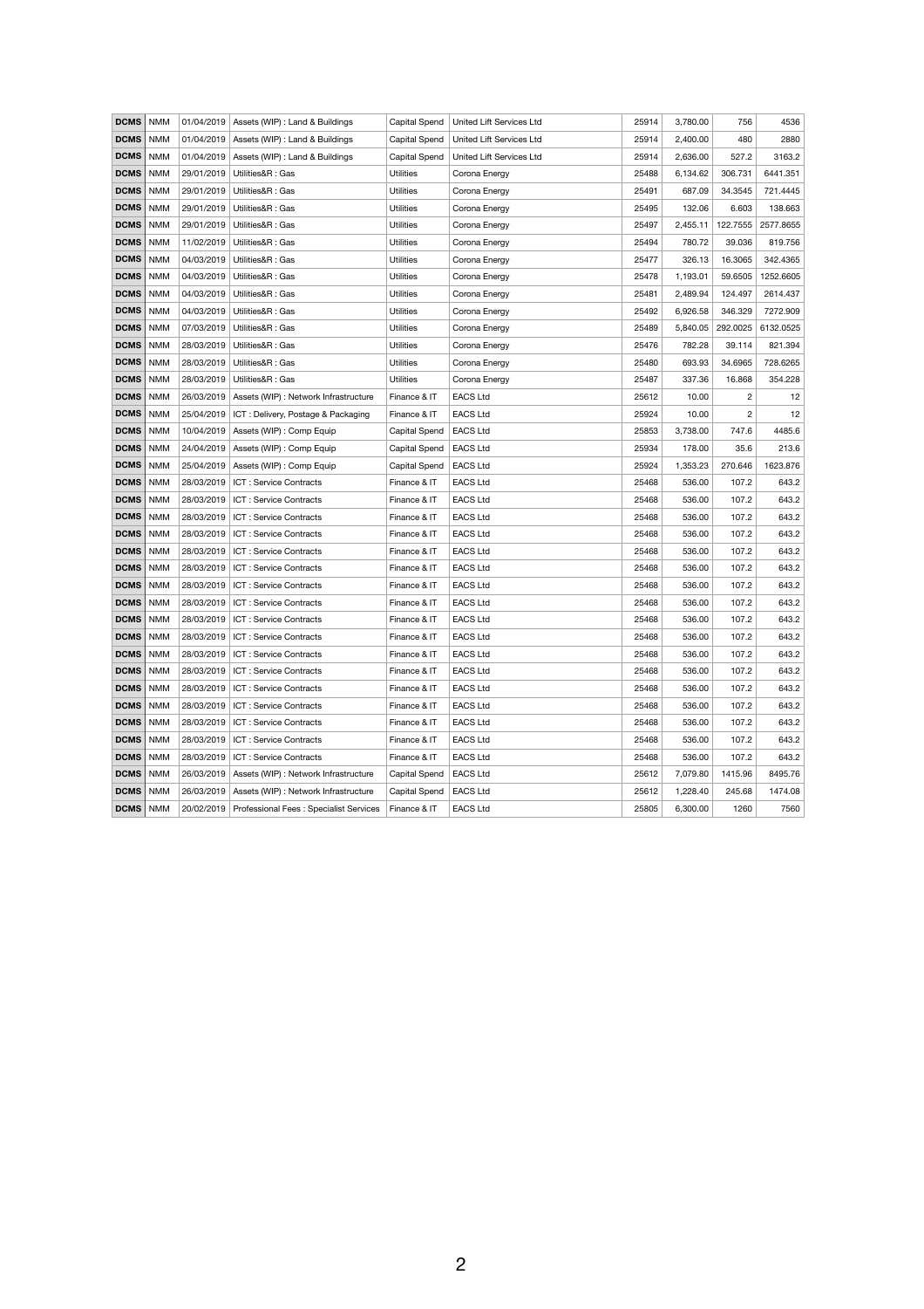| | | | | | | | | | | |
|---|---|---|---|---|---|---|---|---|---|---|
| **DCMS** | NMM | 01/04/2019 | Assets (WIP) : Land & Buildings | Capital Spend | United Lift Services Ltd | 25914 | 3,780.00 | 756 | 4536 |
| **DCMS** | NMM | 01/04/2019 | Assets (WIP) : Land & Buildings | Capital Spend | United Lift Services Ltd | 25914 | 2,400.00 | 480 | 2880 |
| **DCMS** | NMM | 01/04/2019 | Assets (WIP) : Land & Buildings | Capital Spend | United Lift Services Ltd | 25914 | 2,636.00 | 527.2 | 3163.2 |
| **DCMS** | NMM | 29/01/2019 | Utilities&R : Gas | Utilities | Corona Energy | 25488 | 6,134.62 | 306.731 | 6441.351 |
| **DCMS** | NMM | 29/01/2019 | Utilities&R : Gas | Utilities | Corona Energy | 25491 | 687.09 | 34.3545 | 721.4445 |
| **DCMS** | NMM | 29/01/2019 | Utilities&R : Gas | Utilities | Corona Energy | 25495 | 132.06 | 6.603 | 138.663 |
| **DCMS** | NMM | 29/01/2019 | Utilities&R : Gas | Utilities | Corona Energy | 25497 | 2,455.11 | 122.7555 | 2577.8655 |
| **DCMS** | NMM | 11/02/2019 | Utilities&R : Gas | Utilities | Corona Energy | 25494 | 780.72 | 39.036 | 819.756 |
| **DCMS** | NMM | 04/03/2019 | Utilities&R : Gas | Utilities | Corona Energy | 25477 | 326.13 | 16.3065 | 342.4365 |
| **DCMS** | NMM | 04/03/2019 | Utilities&R : Gas | Utilities | Corona Energy | 25478 | 1,193.01 | 59.6505 | 1252.6605 |
| **DCMS** | NMM | 04/03/2019 | Utilities&R : Gas | Utilities | Corona Energy | 25481 | 2,489.94 | 124.497 | 2614.437 |
| **DCMS** | NMM | 04/03/2019 | Utilities&R : Gas | Utilities | Corona Energy | 25492 | 6,926.58 | 346.329 | 7272.909 |
| **DCMS** | NMM | 07/03/2019 | Utilities&R : Gas | Utilities | Corona Energy | 25489 | 5,840.05 | 292.0025 | 6132.0525 |
| **DCMS** | NMM | 28/03/2019 | Utilities&R : Gas | Utilities | Corona Energy | 25476 | 782.28 | 39.114 | 821.394 |
| **DCMS** | NMM | 28/03/2019 | Utilities&R : Gas | Utilities | Corona Energy | 25480 | 693.93 | 34.6965 | 728.6265 |
| **DCMS** | NMM | 28/03/2019 | Utilities&R : Gas | Utilities | Corona Energy | 25487 | 337.36 | 16.868 | 354.228 |
| **DCMS** | NMM | 26/03/2019 | Assets (WIP) : Network Infrastructure | Finance & IT | EACS Ltd | 25612 | 10.00 | 2 | 12 |
| **DCMS** | NMM | 25/04/2019 | ICT : Delivery, Postage & Packaging | Finance & IT | EACS Ltd | 25924 | 10.00 | 2 | 12 |
| **DCMS** | NMM | 10/04/2019 | Assets (WIP) : Comp Equip | Capital Spend | EACS Ltd | 25853 | 3,738.00 | 747.6 | 4485.6 |
| **DCMS** | NMM | 24/04/2019 | Assets (WIP) : Comp Equip | Capital Spend | EACS Ltd | 25934 | 178.00 | 35.6 | 213.6 |
| **DCMS** | NMM | 25/04/2019 | Assets (WIP) : Comp Equip | Capital Spend | EACS Ltd | 25924 | 1,353.23 | 270.646 | 1623.876 |
| **DCMS** | NMM | 28/03/2019 | ICT : Service Contracts | Finance & IT | EACS Ltd | 25468 | 536.00 | 107.2 | 643.2 |
| **DCMS** | NMM | 28/03/2019 | ICT : Service Contracts | Finance & IT | EACS Ltd | 25468 | 536.00 | 107.2 | 643.2 |
| **DCMS** | NMM | 28/03/2019 | ICT : Service Contracts | Finance & IT | EACS Ltd | 25468 | 536.00 | 107.2 | 643.2 |
| **DCMS** | NMM | 28/03/2019 | ICT : Service Contracts | Finance & IT | EACS Ltd | 25468 | 536.00 | 107.2 | 643.2 |
| **DCMS** | NMM | 28/03/2019 | ICT : Service Contracts | Finance & IT | EACS Ltd | 25468 | 536.00 | 107.2 | 643.2 |
| **DCMS** | NMM | 28/03/2019 | ICT : Service Contracts | Finance & IT | EACS Ltd | 25468 | 536.00 | 107.2 | 643.2 |
| **DCMS** | NMM | 28/03/2019 | ICT : Service Contracts | Finance & IT | EACS Ltd | 25468 | 536.00 | 107.2 | 643.2 |
| **DCMS** | NMM | 28/03/2019 | ICT : Service Contracts | Finance & IT | EACS Ltd | 25468 | 536.00 | 107.2 | 643.2 |
| **DCMS** | NMM | 28/03/2019 | ICT : Service Contracts | Finance & IT | EACS Ltd | 25468 | 536.00 | 107.2 | 643.2 |
| **DCMS** | NMM | 28/03/2019 | ICT : Service Contracts | Finance & IT | EACS Ltd | 25468 | 536.00 | 107.2 | 643.2 |
| **DCMS** | NMM | 28/03/2019 | ICT : Service Contracts | Finance & IT | EACS Ltd | 25468 | 536.00 | 107.2 | 643.2 |
| **DCMS** | NMM | 28/03/2019 | ICT : Service Contracts | Finance & IT | EACS Ltd | 25468 | 536.00 | 107.2 | 643.2 |
| **DCMS** | NMM | 28/03/2019 | ICT : Service Contracts | Finance & IT | EACS Ltd | 25468 | 536.00 | 107.2 | 643.2 |
| **DCMS** | NMM | 28/03/2019 | ICT : Service Contracts | Finance & IT | EACS Ltd | 25468 | 536.00 | 107.2 | 643.2 |
| **DCMS** | NMM | 28/03/2019 | ICT : Service Contracts | Finance & IT | EACS Ltd | 25468 | 536.00 | 107.2 | 643.2 |
| **DCMS** | NMM | 28/03/2019 | ICT : Service Contracts | Finance & IT | EACS Ltd | 25468 | 536.00 | 107.2 | 643.2 |
| **DCMS** | NMM | 28/03/2019 | ICT : Service Contracts | Finance & IT | EACS Ltd | 25468 | 536.00 | 107.2 | 643.2 |
| **DCMS** | NMM | 26/03/2019 | Assets (WIP) : Network Infrastructure | Capital Spend | EACS Ltd | 25612 | 7,079.80 | 1415.96 | 8495.76 |
| **DCMS** | NMM | 26/03/2019 | Assets (WIP) : Network Infrastructure | Capital Spend | EACS Ltd | 25612 | 1,228.40 | 245.68 | 1474.08 |
| **DCMS** | NMM | 20/02/2019 | Professional Fees : Specialist Services | Finance & IT | EACS Ltd | 25805 | 6,300.00 | 1260 | 7560 |